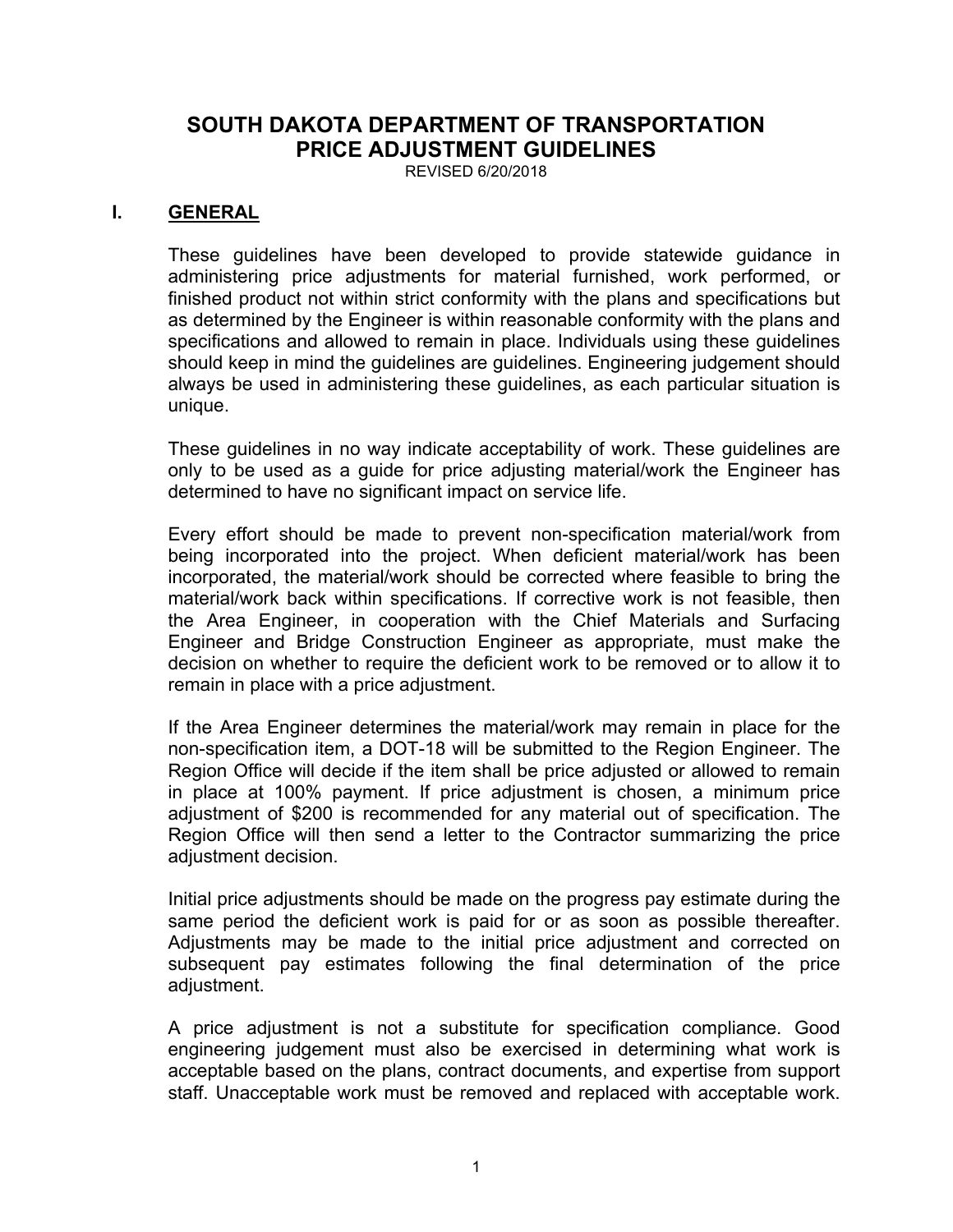# SOUTH DAKOTA DEPARTMENT OF TRANSPORTATION PRICE ADJUSTMENT GUIDELINES

REVISED 6/20/2018

## I. GENERAL

These guidelines have been developed to provide statewide guidance in administering price adjustments for material furnished, work performed, or finished product not within strict conformity with the plans and specifications but as determined by the Engineer is within reasonable conformity with the plans and specifications and allowed to remain in place. Individuals using these guidelines should keep in mind the guidelines are guidelines. Engineering judgement should always be used in administering these guidelines, as each particular situation is unique.

These guidelines in no way indicate acceptability of work. These guidelines are only to be used as a guide for price adjusting material/work the Engineer has determined to have no significant impact on service life.

Every effort should be made to prevent non-specification material/work from being incorporated into the project. When deficient material/work has been incorporated, the material/work should be corrected where feasible to bring the material/work back within specifications. If corrective work is not feasible, then the Area Engineer, in cooperation with the Chief Materials and Surfacing Engineer and Bridge Construction Engineer as appropriate, must make the decision on whether to require the deficient work to be removed or to allow it to remain in place with a price adjustment.

If the Area Engineer determines the material/work may remain in place for the non-specification item, a DOT-18 will be submitted to the Region Engineer. The Region Office will decide if the item shall be price adjusted or allowed to remain in place at 100% payment. If price adjustment is chosen, a minimum price adjustment of $200 is recommended for any material out of specification. The Region Office will then send a letter to the Contractor summarizing the price adjustment decision.

Initial price adjustments should be made on the progress pay estimate during the same period the deficient work is paid for or as soon as possible thereafter. Adjustments may be made to the initial price adjustment and corrected on subsequent pay estimates following the final determination of the price adjustment.

A price adjustment is not a substitute for specification compliance. Good engineering judgement must also be exercised in determining what work is acceptable based on the plans, contract documents, and expertise from support staff. Unacceptable work must be removed and replaced with acceptable work.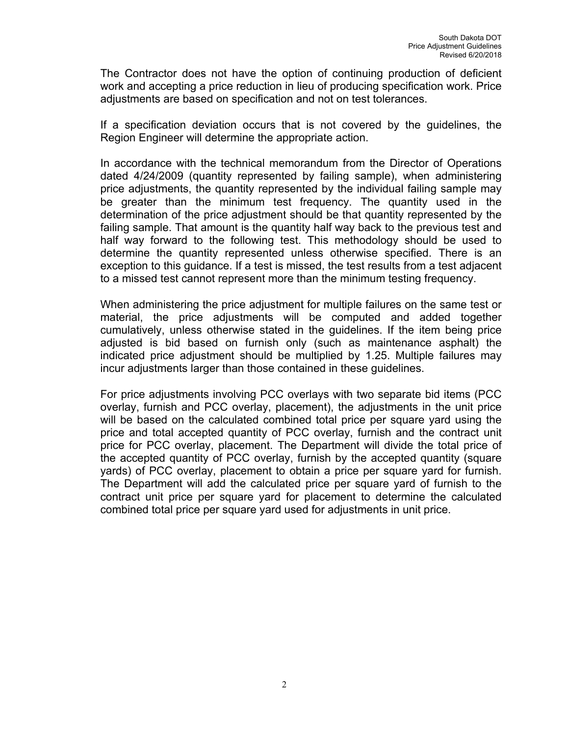The Contractor does not have the option of continuing production of deficient work and accepting a price reduction in lieu of producing specification work. Price adjustments are based on specification and not on test tolerances.

If a specification deviation occurs that is not covered by the guidelines, the Region Engineer will determine the appropriate action.

In accordance with the technical memorandum from the Director of Operations dated 4/24/2009 (quantity represented by failing sample), when administering price adjustments, the quantity represented by the individual failing sample may be greater than the minimum test frequency. The quantity used in the determination of the price adjustment should be that quantity represented by the failing sample. That amount is the quantity half way back to the previous test and half way forward to the following test. This methodology should be used to determine the quantity represented unless otherwise specified. There is an exception to this guidance. If a test is missed, the test results from a test adjacent to a missed test cannot represent more than the minimum testing frequency.

When administering the price adjustment for multiple failures on the same test or material, the price adjustments will be computed and added together cumulatively, unless otherwise stated in the guidelines. If the item being price adjusted is bid based on furnish only (such as maintenance asphalt) the indicated price adjustment should be multiplied by 1.25. Multiple failures may incur adjustments larger than those contained in these guidelines.

For price adjustments involving PCC overlays with two separate bid items (PCC overlay, furnish and PCC overlay, placement), the adjustments in the unit price will be based on the calculated combined total price per square yard using the price and total accepted quantity of PCC overlay, furnish and the contract unit price for PCC overlay, placement. The Department will divide the total price of the accepted quantity of PCC overlay, furnish by the accepted quantity (square yards) of PCC overlay, placement to obtain a price per square yard for furnish. The Department will add the calculated price per square yard of furnish to the contract unit price per square yard for placement to determine the calculated combined total price per square yard used for adjustments in unit price.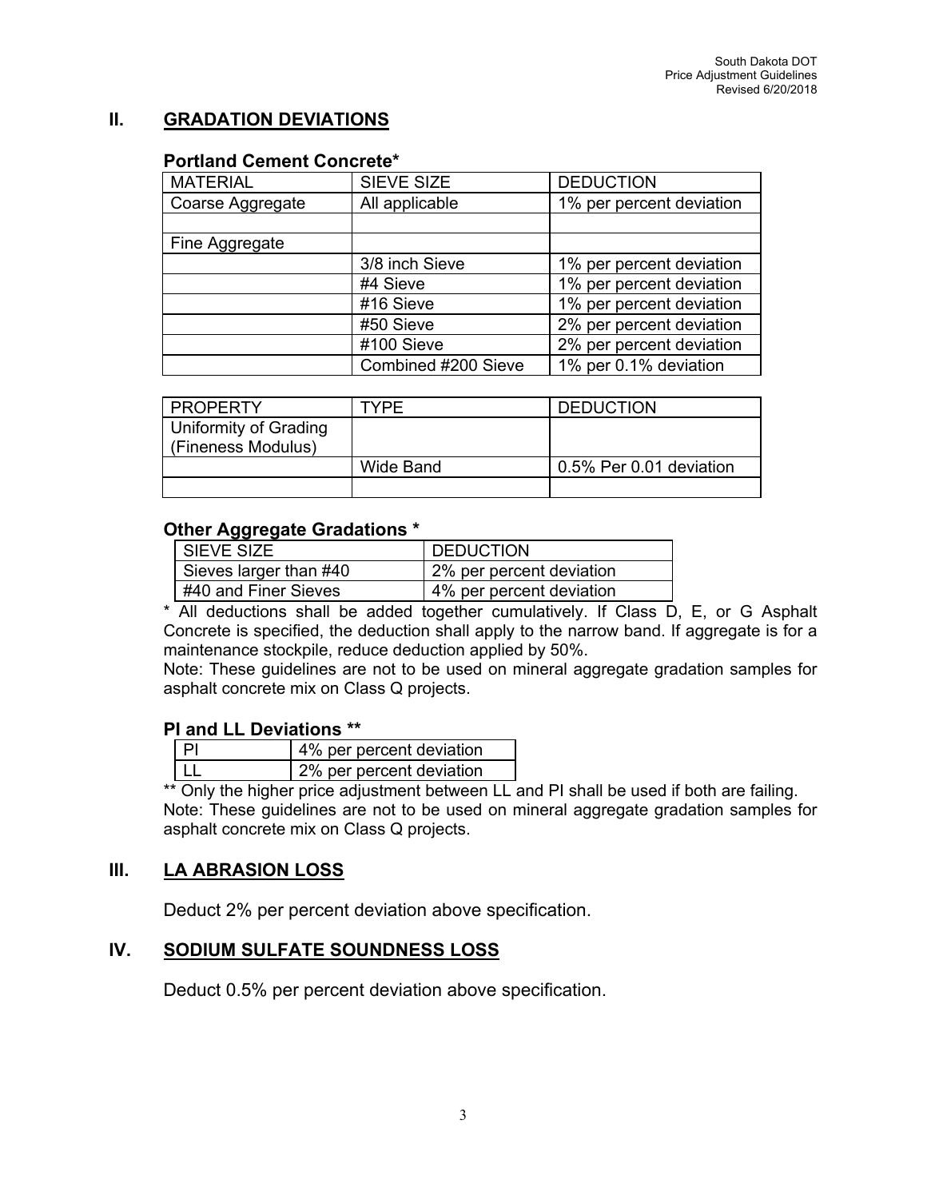## II. GRADATION DEVIATIONS

### Portland Cement Concrete*

| MATERIAL | SIEVE SIZE | DEDUCTION |
|---|---|---|
| Coarse Aggregate | All applicable | 1% per percent deviation |
| | | |
| Fine Aggregate | | |
| | 3/8 inch Sieve | 1% per percent deviation |
| | #4 Sieve | 1% per percent deviation |
| | #16 Sieve | 1% per percent deviation |
| | #50 Sieve | 2% per percent deviation |
| | #100 Sieve | 2% per percent deviation |
| | Combined #200 Sieve | 1% per 0.1% deviation |

| PROPERTY | TYPE | DEDUCTION |
|---|---|---|
| Uniformity of Grading (Fineness Modulus) | | |
| | Wide Band | 0.5% Per 0.01 deviation |
| | | |

### Other Aggregate Gradations *

| SIEVE SIZE | DEDUCTION |
|---|---|
| Sieves larger than #40 | 2% per percent deviation |
| #40 and Finer Sieves | 4% per percent deviation |

* All deductions shall be added together cumulatively. If Class D, E, or G Asphalt Concrete is specified, the deduction shall apply to the narrow band. If aggregate is for a maintenance stockpile, reduce deduction applied by 50%.

Note: These guidelines are not to be used on mineral aggregate gradation samples for asphalt concrete mix on Class Q projects.

### PI and LL Deviations **

| | |
|---|---|
| PI | 4% per percent deviation |
| LL | 2% per percent deviation |

** Only the higher price adjustment between LL and PI shall be used if both are failing.

Note: These guidelines are not to be used on mineral aggregate gradation samples for asphalt concrete mix on Class Q projects.

## III. LA ABRASION LOSS

Deduct 2% per percent deviation above specification.

## IV. SODIUM SULFATE SOUNDNESS LOSS

Deduct 0.5% per percent deviation above specification.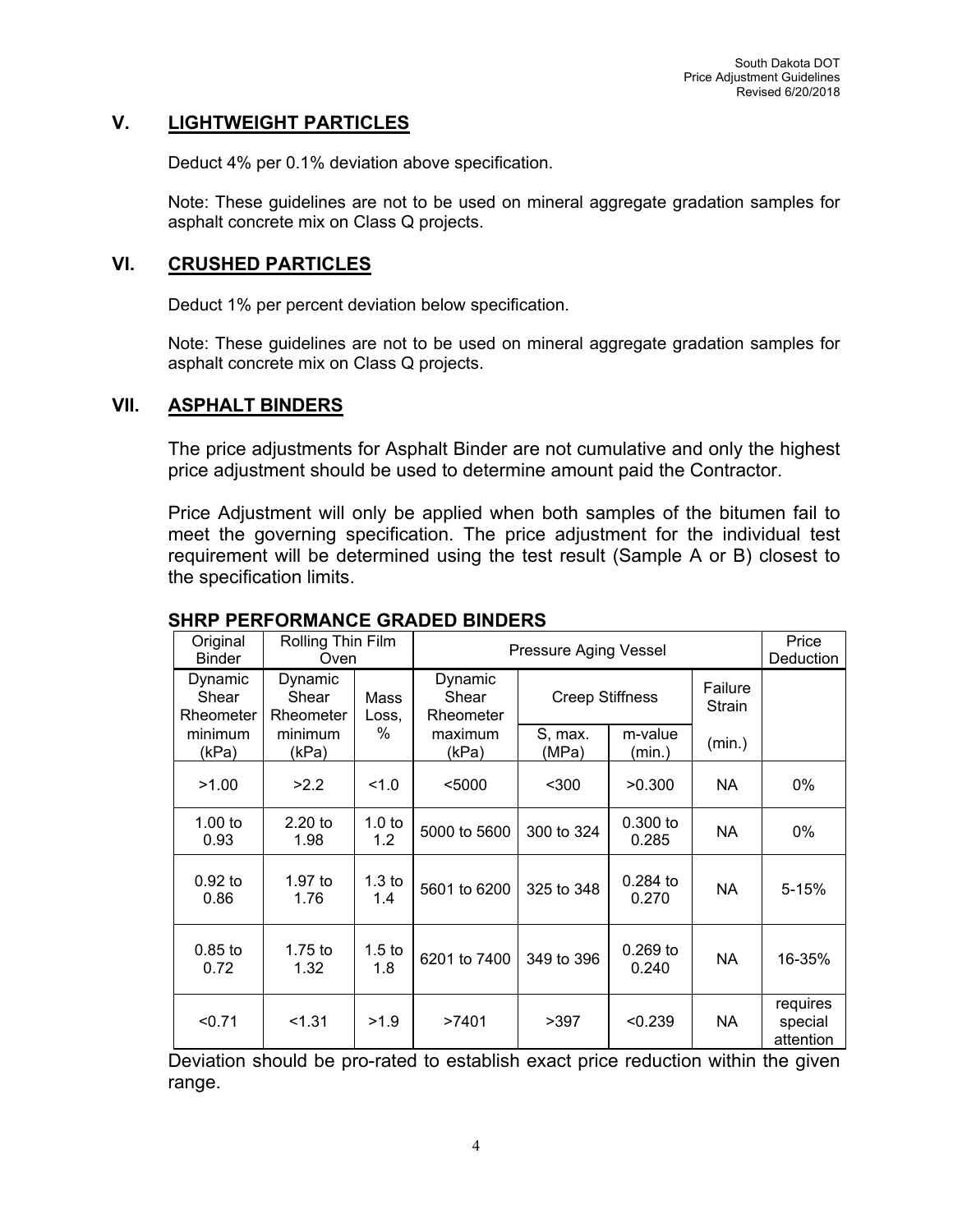## V. LIGHTWEIGHT PARTICLES

Deduct 4% per 0.1% deviation above specification.

Note: These guidelines are not to be used on mineral aggregate gradation samples for asphalt concrete mix on Class Q projects.

## VI. CRUSHED PARTICLES

Deduct 1% per percent deviation below specification.

Note: These guidelines are not to be used on mineral aggregate gradation samples for asphalt concrete mix on Class Q projects.

## VII. ASPHALT BINDERS

The price adjustments for Asphalt Binder are not cumulative and only the highest price adjustment should be used to determine amount paid the Contractor.

Price Adjustment will only be applied when both samples of the bitumen fail to meet the governing specification. The price adjustment for the individual test requirement will be determined using the test result (Sample A or B) closest to the specification limits.

**SHRP PERFORMANCE GRADED BINDERS**

| Original Binder | Rolling Thin Film Oven | | Pressure Aging Vessel | | | | Price Deduction |
|---|---|---|---|---|---|---|---|
| Dynamic Shear Rheometer | Dynamic Shear Rheometer | Mass Loss, | Dynamic Shear Rheometer | Creep Stiffness | | Failure Strain | |
| minimum (kPa) | minimum (kPa) | % | maximum (kPa) | S, max. (MPa) | m-value (min.) | (min.) | |
| >1.00 | >2.2 | <1.0 | <5000 | <300 | >0.300 | NA | 0% |
| 1.00 to 0.93 | 2.20 to 1.98 | 1.0 to 1.2 | 5000 to 5600 | 300 to 324 | 0.300 to 0.285 | NA | 0% |
| 0.92 to 0.86 | 1.97 to 1.76 | 1.3 to 1.4 | 5601 to 6200 | 325 to 348 | 0.284 to 0.270 | NA | 5-15% |
| 0.85 to 0.72 | 1.75 to 1.32 | 1.5 to 1.8 | 6201 to 7400 | 349 to 396 | 0.269 to 0.240 | NA | 16-35% |
| <0.71 | <1.31 | >1.9 | >7401 | >397 | <0.239 | NA | requires special attention |

Deviation should be pro-rated to establish exact price reduction within the given range.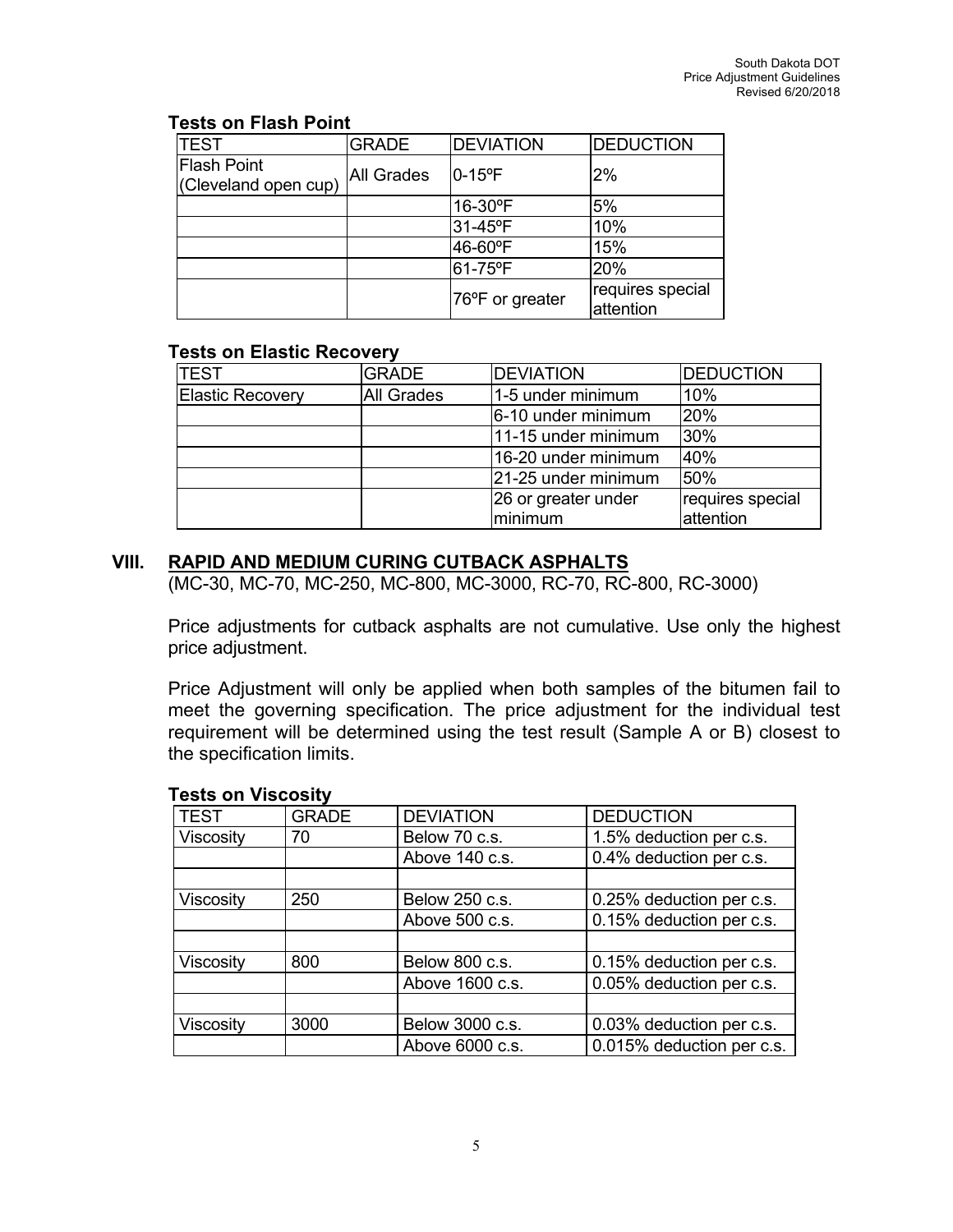### Tests on Flash Point

| TEST | GRADE | DEVIATION | DEDUCTION |
|---|---|---|---|
| Flash Point (Cleveland open cup) | All Grades | 0-15ºF | 2% |
| | | 16-30ºF | 5% |
| | | 31-45ºF | 10% |
| | | 46-60ºF | 15% |
| | | 61-75ºF | 20% |
| | | 76ºF or greater | requires special attention |

### Tests on Elastic Recovery

| TEST | GRADE | DEVIATION | DEDUCTION |
|---|---|---|---|
| Elastic Recovery | All Grades | 1-5 under minimum | 10% |
| | | 6-10 under minimum | 20% |
| | | 11-15 under minimum | 30% |
| | | 16-20 under minimum | 40% |
| | | 21-25 under minimum | 50% |
| | | 26 or greater under minimum | requires special attention |

## VIII. RAPID AND MEDIUM CURING CUTBACK ASPHALTS

(MC-30, MC-70, MC-250, MC-800, MC-3000, RC-70, RC-800, RC-3000)

Price adjustments for cutback asphalts are not cumulative. Use only the highest price adjustment.

Price Adjustment will only be applied when both samples of the bitumen fail to meet the governing specification. The price adjustment for the individual test requirement will be determined using the test result (Sample A or B) closest to the specification limits.

### Tests on Viscosity

| TEST | GRADE | DEVIATION | DEDUCTION |
|---|---|---|---|
| Viscosity | 70 | Below 70 c.s. | 1.5% deduction per c.s. |
| | | Above 140 c.s. | 0.4% deduction per c.s. |
| | | | |
| Viscosity | 250 | Below 250 c.s. | 0.25% deduction per c.s. |
| | | Above 500 c.s. | 0.15% deduction per c.s. |
| | | | |
| Viscosity | 800 | Below 800 c.s. | 0.15% deduction per c.s. |
| | | Above 1600 c.s. | 0.05% deduction per c.s. |
| | | | |
| Viscosity | 3000 | Below 3000 c.s. | 0.03% deduction per c.s. |
| | | Above 6000 c.s. | 0.015% deduction per c.s. |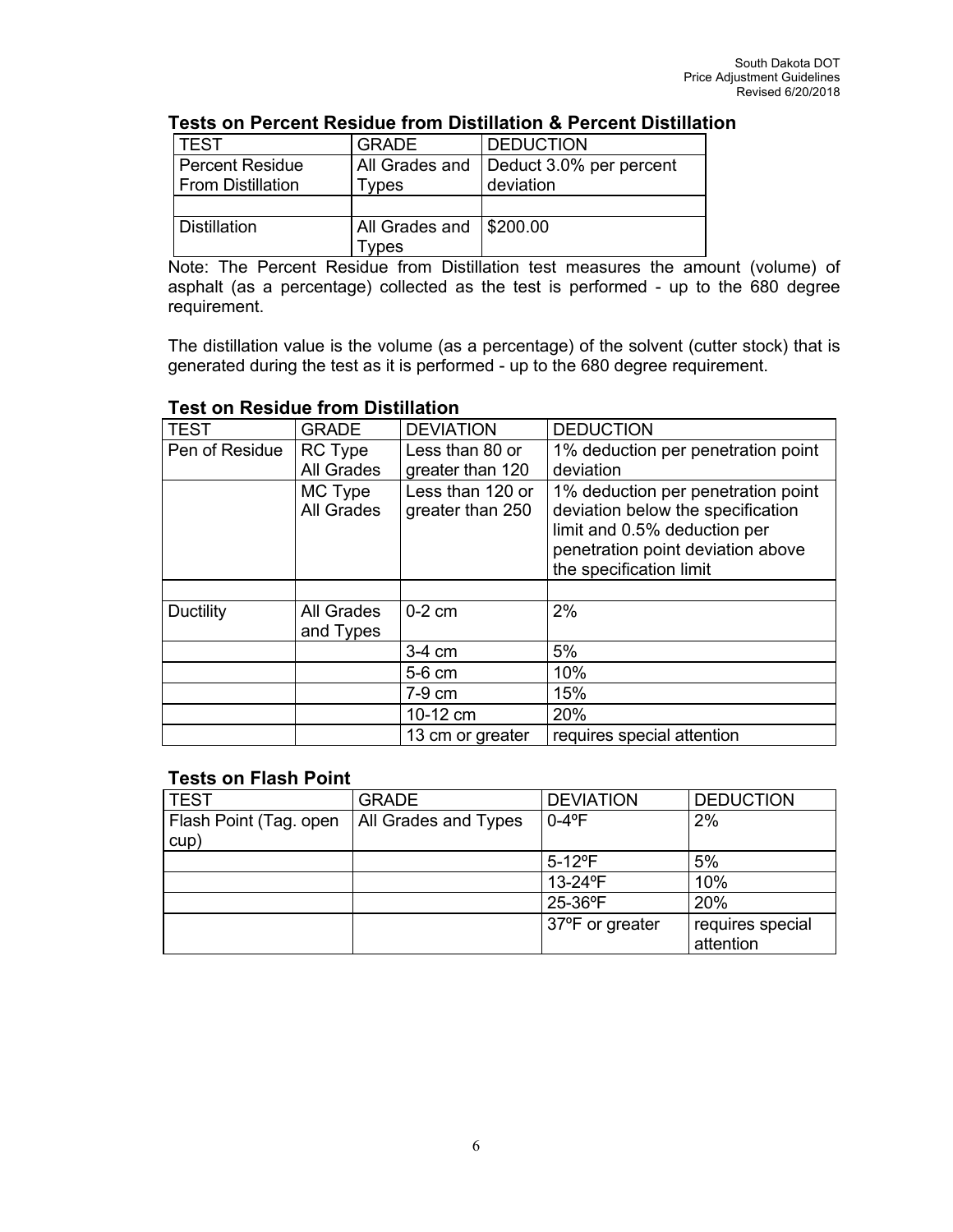## Tests on Percent Residue from Distillation & Percent Distillation

| TEST | GRADE | DEDUCTION |
|---|---|---|
| Percent Residue From Distillation | All Grades and Types | Deduct 3.0% per percent deviation |
| | | |
| Distillation | All Grades and Types | $200.00 |

Note: The Percent Residue from Distillation test measures the amount (volume) of asphalt (as a percentage) collected as the test is performed - up to the 680 degree requirement.

The distillation value is the volume (as a percentage) of the solvent (cutter stock) that is generated during the test as it is performed - up to the 680 degree requirement.

## Test on Residue from Distillation

| TEST | GRADE | DEVIATION | DEDUCTION |
|---|---|---|---|
| Pen of Residue | RC Type All Grades | Less than 80 or greater than 120 | 1% deduction per penetration point deviation |
| | MC Type All Grades | Less than 120 or greater than 250 | 1% deduction per penetration point deviation below the specification limit and 0.5% deduction per penetration point deviation above the specification limit |
| | | | |
| Ductility | All Grades and Types | 0-2 cm | 2% |
| | | 3-4 cm | 5% |
| | | 5-6 cm | 10% |
| | | 7-9 cm | 15% |
| | | 10-12 cm | 20% |
| | | 13 cm or greater | requires special attention |

## Tests on Flash Point

| TEST | GRADE | DEVIATION | DEDUCTION |
|---|---|---|---|
| Flash Point (Tag. open cup) | All Grades and Types | 0-4ºF | 2% |
| | | 5-12ºF | 5% |
| | | 13-24ºF | 10% |
| | | 25-36ºF | 20% |
| | | 37ºF or greater | requires special attention |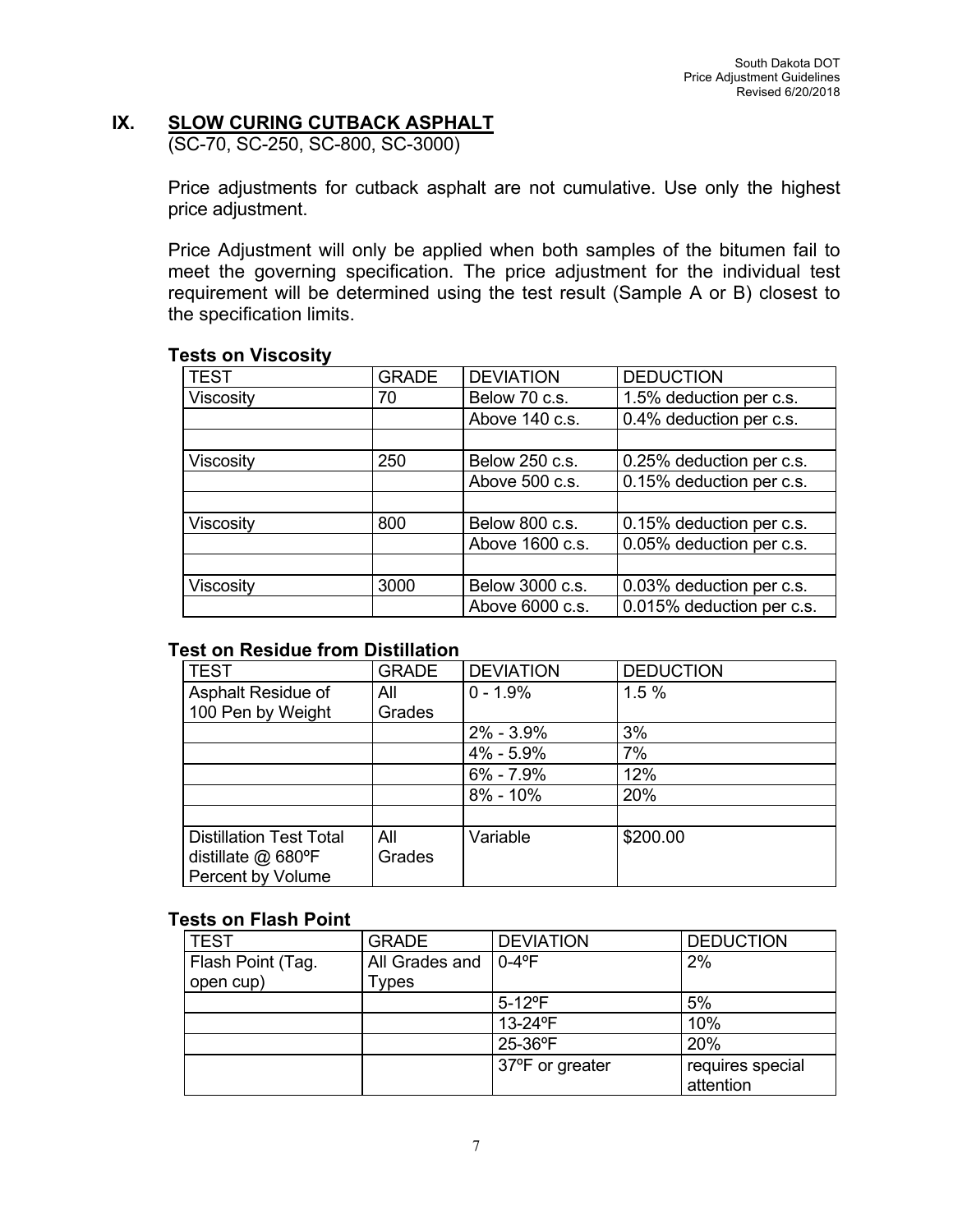## IX. SLOW CURING CUTBACK ASPHALT

(SC-70, SC-250, SC-800, SC-3000)

Price adjustments for cutback asphalt are not cumulative. Use only the highest price adjustment.

Price Adjustment will only be applied when both samples of the bitumen fail to meet the governing specification. The price adjustment for the individual test requirement will be determined using the test result (Sample A or B) closest to the specification limits.

### Tests on Viscosity

| TEST | GRADE | DEVIATION | DEDUCTION |
|---|---|---|---|
| Viscosity | 70 | Below 70 c.s. | 1.5% deduction per c.s. |
| | | Above 140 c.s. | 0.4% deduction per c.s. |
| | | | |
| Viscosity | 250 | Below 250 c.s. | 0.25% deduction per c.s. |
| | | Above 500 c.s. | 0.15% deduction per c.s. |
| | | | |
| Viscosity | 800 | Below 800 c.s. | 0.15% deduction per c.s. |
| | | Above 1600 c.s. | 0.05% deduction per c.s. |
| | | | |
| Viscosity | 3000 | Below 3000 c.s. | 0.03% deduction per c.s. |
| | | Above 6000 c.s. | 0.015% deduction per c.s. |

### Test on Residue from Distillation

| TEST | GRADE | DEVIATION | DEDUCTION |
|---|---|---|---|
| Asphalt Residue of 100 Pen by Weight | All Grades | 0 - 1.9% | 1.5 % |
| | | 2% - 3.9% | 3% |
| | | 4% - 5.9% | 7% |
| | | 6% - 7.9% | 12% |
| | | 8% - 10% | 20% |
| | | | |
| Distillation Test Total distillate @ 680ºF Percent by Volume | All Grades | Variable | $200.00 |

### Tests on Flash Point

| TEST | GRADE | DEVIATION | DEDUCTION |
|---|---|---|---|
| Flash Point (Tag. open cup) | All Grades and Types | 0-4ºF | 2% |
| | | 5-12ºF | 5% |
| | | 13-24ºF | 10% |
| | | 25-36ºF | 20% |
| | | 37ºF or greater | requires special attention |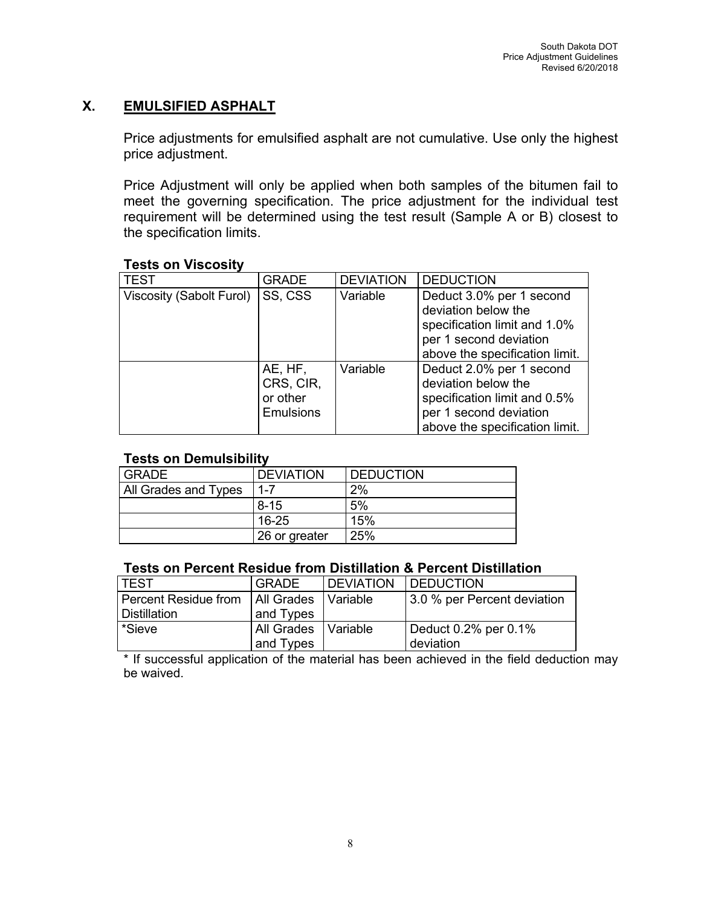## X. EMULSIFIED ASPHALT

Price adjustments for emulsified asphalt are not cumulative. Use only the highest price adjustment.

Price Adjustment will only be applied when both samples of the bitumen fail to meet the governing specification. The price adjustment for the individual test requirement will be determined using the test result (Sample A or B) closest to the specification limits.

**Tests on Viscosity**

| TEST | GRADE | DEVIATION | DEDUCTION |
|---|---|---|---|
| Viscosity (Sabolt Furol) | SS, CSS | Variable | Deduct 3.0% per 1 second deviation below the specification limit and 1.0% per 1 second deviation above the specification limit. |
| | AE, HF, CRS, CIR, or other Emulsions | Variable | Deduct 2.0% per 1 second deviation below the specification limit and 0.5% per 1 second deviation above the specification limit. |

**Tests on Demulsibility**

| GRADE | DEVIATION | DEDUCTION |
|---|---|---|
| All Grades and Types | 1-7 | 2% |
| | 8-15 | 5% |
| | 16-25 | 15% |
| | 26 or greater | 25% |

**Tests on Percent Residue from Distillation & Percent Distillation**

| TEST | GRADE | DEVIATION | DEDUCTION |
|---|---|---|---|
| Percent Residue from Distillation | All Grades and Types | Variable | 3.0 % per Percent deviation |
| *Sieve | All Grades and Types | Variable | Deduct 0.2% per 0.1% deviation |

* If successful application of the material has been achieved in the field deduction may be waived.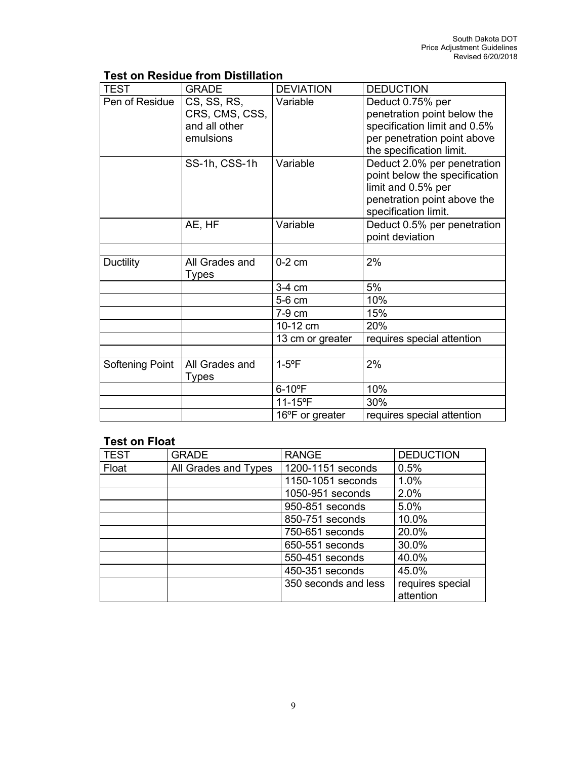### Test on Residue from Distillation

| TEST | GRADE | DEVIATION | DEDUCTION |
|---|---|---|---|
| Pen of Residue | CS, SS, RS, CRS, CMS, CSS, and all other emulsions | Variable | Deduct 0.75% per penetration point below the specification limit and 0.5% per penetration point above the specification limit. |
| | SS-1h, CSS-1h | Variable | Deduct 2.0% per penetration point below the specification limit and 0.5% per penetration point above the specification limit. |
| | AE, HF | Variable | Deduct 0.5% per penetration point deviation |
| | | | |
| Ductility | All Grades and Types | 0-2 cm | 2% |
| | | 3-4 cm | 5% |
| | | 5-6 cm | 10% |
| | | 7-9 cm | 15% |
| | | 10-12 cm | 20% |
| | | 13 cm or greater | requires special attention |
| | | | |
| Softening Point | All Grades and Types | 1-5ºF | 2% |
| | | 6-10ºF | 10% |
| | | 11-15ºF | 30% |
| | | 16ºF or greater | requires special attention |

### Test on Float

| TEST | GRADE | RANGE | DEDUCTION |
|---|---|---|---|
| Float | All Grades and Types | 1200-1151 seconds | 0.5% |
| | | 1150-1051 seconds | 1.0% |
| | | 1050-951 seconds | 2.0% |
| | | 950-851 seconds | 5.0% |
| | | 850-751 seconds | 10.0% |
| | | 750-651 seconds | 20.0% |
| | | 650-551 seconds | 30.0% |
| | | 550-451 seconds | 40.0% |
| | | 450-351 seconds | 45.0% |
| | | 350 seconds and less | requires special attention |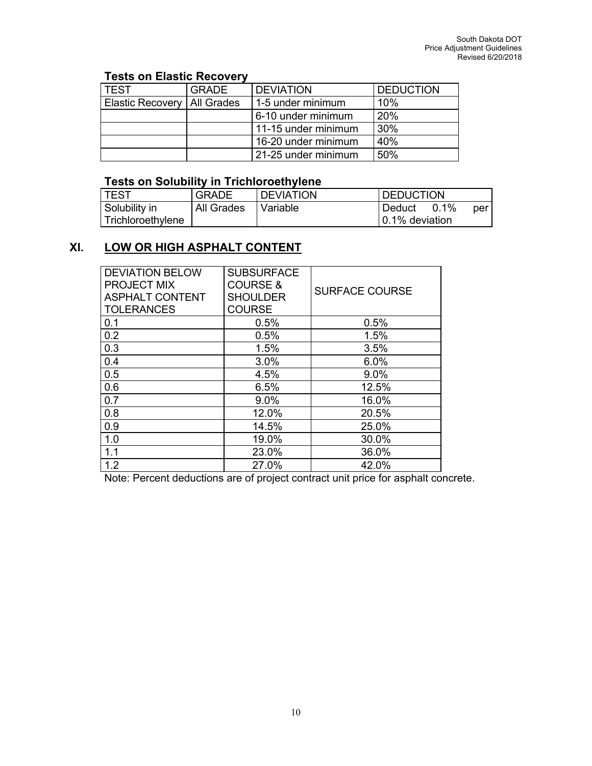### Tests on Elastic Recovery

| TEST | GRADE | DEVIATION | DEDUCTION |
|---|---|---|---|
| Elastic Recovery | All Grades | 1-5 under minimum | 10% |
| | | 6-10 under minimum | 20% |
| | | 11-15 under minimum | 30% |
| | | 16-20 under minimum | 40% |
| | | 21-25 under minimum | 50% |

### Tests on Solubility in Trichloroethylene

| TEST | GRADE | DEVIATION | DEDUCTION |
|---|---|---|---|
| Solubility in Trichloroethylene | All Grades | Variable | Deduct 0.1% per 0.1% deviation |

## XI. LOW OR HIGH ASPHALT CONTENT

| DEVIATION BELOW PROJECT MIX ASPHALT CONTENT TOLERANCES | SUBSURFACE COURSE & SHOULDER COURSE | SURFACE COURSE |
|---|---|---|
| 0.1 | 0.5% | 0.5% |
| 0.2 | 0.5% | 1.5% |
| 0.3 | 1.5% | 3.5% |
| 0.4 | 3.0% | 6.0% |
| 0.5 | 4.5% | 9.0% |
| 0.6 | 6.5% | 12.5% |
| 0.7 | 9.0% | 16.0% |
| 0.8 | 12.0% | 20.5% |
| 0.9 | 14.5% | 25.0% |
| 1.0 | 19.0% | 30.0% |
| 1.1 | 23.0% | 36.0% |
| 1.2 | 27.0% | 42.0% |

Note: Percent deductions are of project contract unit price for asphalt concrete.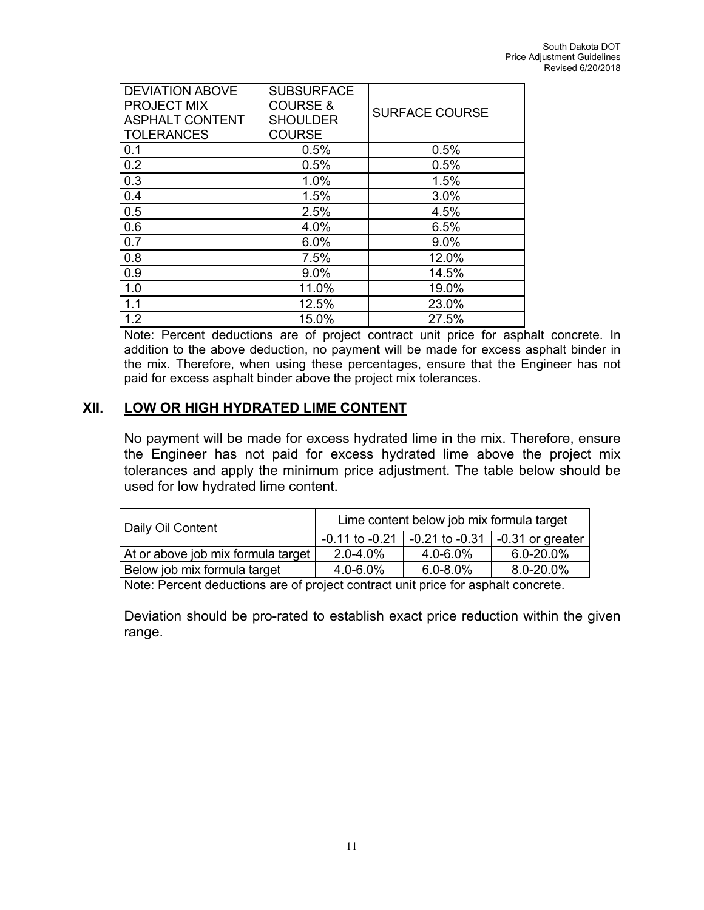| DEVIATION ABOVE PROJECT MIX ASPHALT CONTENT TOLERANCES | SUBSURFACE COURSE & SHOULDER COURSE | SURFACE COURSE |
|---|---|---|
| 0.1 | 0.5% | 0.5% |
| 0.2 | 0.5% | 0.5% |
| 0.3 | 1.0% | 1.5% |
| 0.4 | 1.5% | 3.0% |
| 0.5 | 2.5% | 4.5% |
| 0.6 | 4.0% | 6.5% |
| 0.7 | 6.0% | 9.0% |
| 0.8 | 7.5% | 12.0% |
| 0.9 | 9.0% | 14.5% |
| 1.0 | 11.0% | 19.0% |
| 1.1 | 12.5% | 23.0% |
| 1.2 | 15.0% | 27.5% |

Note: Percent deductions are of project contract unit price for asphalt concrete. In addition to the above deduction, no payment will be made for excess asphalt binder in the mix. Therefore, when using these percentages, ensure that the Engineer has not paid for excess asphalt binder above the project mix tolerances.

## XII. LOW OR HIGH HYDRATED LIME CONTENT

No payment will be made for excess hydrated lime in the mix. Therefore, ensure the Engineer has not paid for excess hydrated lime above the project mix tolerances and apply the minimum price adjustment. The table below should be used for low hydrated lime content.

| Daily Oil Content | Lime content below job mix formula target | | |
|---|---|---|---|
| | -0.11 to -0.21 | -0.21 to -0.31 | -0.31 or greater |
| At or above job mix formula target | 2.0-4.0% | 4.0-6.0% | 6.0-20.0% |
| Below job mix formula target | 4.0-6.0% | 6.0-8.0% | 8.0-20.0% |

Note: Percent deductions are of project contract unit price for asphalt concrete.

Deviation should be pro-rated to establish exact price reduction within the given range.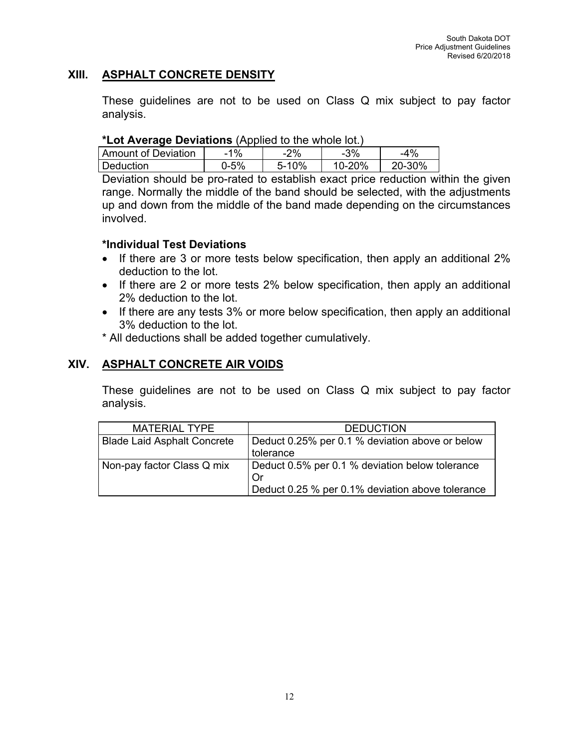## XIII. ASPHALT CONCRETE DENSITY

These guidelines are not to be used on Class Q mix subject to pay factor analysis.

**\*Lot Average Deviations** (Applied to the whole lot.)

| Amount of Deviation | -1% | -2% | -3% | -4% |
|---|---|---|---|---|
| Deduction | 0-5% | 5-10% | 10-20% | 20-30% |

Deviation should be pro-rated to establish exact price reduction within the given range. Normally the middle of the band should be selected, with the adjustments up and down from the middle of the band made depending on the circumstances involved.

**\*Individual Test Deviations**

- If there are 3 or more tests below specification, then apply an additional 2% deduction to the lot.
- If there are 2 or more tests 2% below specification, then apply an additional 2% deduction to the lot.
- If there are any tests 3% or more below specification, then apply an additional 3% deduction to the lot.

\* All deductions shall be added together cumulatively.

## XIV. ASPHALT CONCRETE AIR VOIDS

These guidelines are not to be used on Class Q mix subject to pay factor analysis.

| MATERIAL TYPE | DEDUCTION |
|---|---|
| Blade Laid Asphalt Concrete | Deduct 0.25% per 0.1 % deviation above or below tolerance |
| Non-pay factor Class Q mix | Deduct 0.5% per 0.1 % deviation below tolerance<br>Or<br>Deduct 0.25 % per 0.1% deviation above tolerance |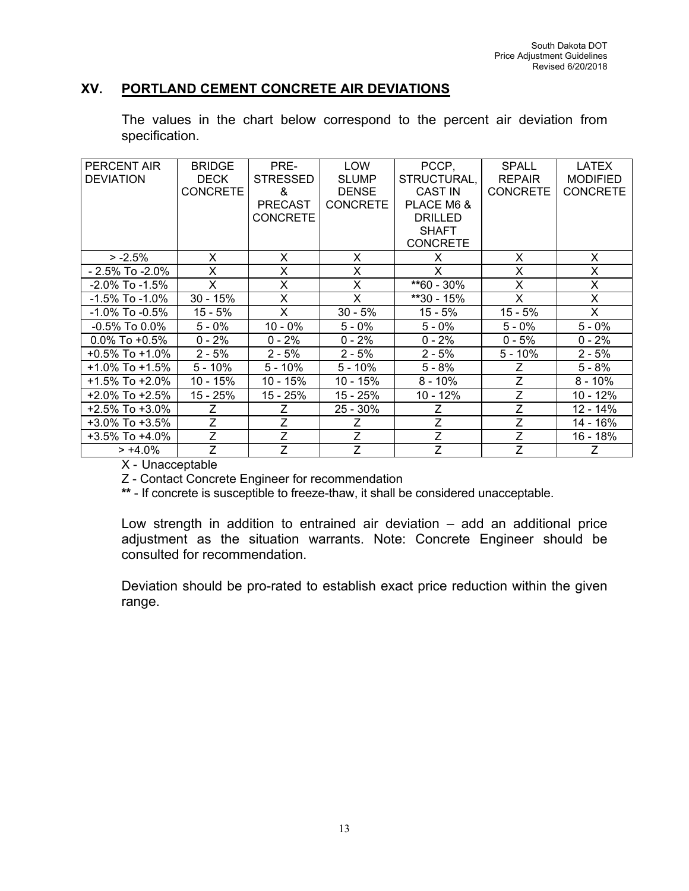## XV. PORTLAND CEMENT CONCRETE AIR DEVIATIONS

The values in the chart below correspond to the percent air deviation from specification.

| PERCENT AIR DEVIATION | BRIDGE DECK CONCRETE | PRE-STRESSED & PRECAST CONCRETE | LOW SLUMP DENSE CONCRETE | PCCP, STRUCTURAL, CAST IN PLACE M6 & DRILLED SHAFT CONCRETE | SPALL REPAIR CONCRETE | LATEX MODIFIED CONCRETE |
|---|---|---|---|---|---|---|
| > -2.5% | X | X | X | X | X | X |
| - 2.5% To -2.0% | X | X | X | X | X | X |
| -2.0% To -1.5% | X | X | X | **60 - 30% | X | X |
| -1.5% To -1.0% | 30 - 15% | X | X | **30 - 15% | X | X |
| -1.0% To -0.5% | 15 - 5% | X | 30 - 5% | 15 - 5% | 15 - 5% | X |
| -0.5% To 0.0% | 5 - 0% | 10 - 0% | 5 - 0% | 5 - 0% | 5 - 0% | 5 - 0% |
| 0.0% To +0.5% | 0 - 2% | 0 - 2% | 0 - 2% | 0 - 2% | 0 - 5% | 0 - 2% |
| +0.5% To +1.0% | 2 - 5% | 2 - 5% | 2 - 5% | 2 - 5% | 5 - 10% | 2 - 5% |
| +1.0% To +1.5% | 5 - 10% | 5 - 10% | 5 - 10% | 5 - 8% | Z | 5 - 8% |
| +1.5% To +2.0% | 10 - 15% | 10 - 15% | 10 - 15% | 8 - 10% | Z | 8 - 10% |
| +2.0% To +2.5% | 15 - 25% | 15 - 25% | 15 - 25% | 10 - 12% | Z | 10 - 12% |
| +2.5% To +3.0% | Z | Z | 25 - 30% | Z | Z | 12 - 14% |
| +3.0% To +3.5% | Z | Z | Z | Z | Z | 14 - 16% |
| +3.5% To +4.0% | Z | Z | Z | Z | Z | 16 - 18% |
| > +4.0% | Z | Z | Z | Z | Z | Z |

X - Unacceptable

Z - Contact Concrete Engineer for recommendation

**** - If concrete is susceptible to freeze-thaw, it shall be considered unacceptable.

Low strength in addition to entrained air deviation – add an additional price adjustment as the situation warrants. Note: Concrete Engineer should be consulted for recommendation.

Deviation should be pro-rated to establish exact price reduction within the given range.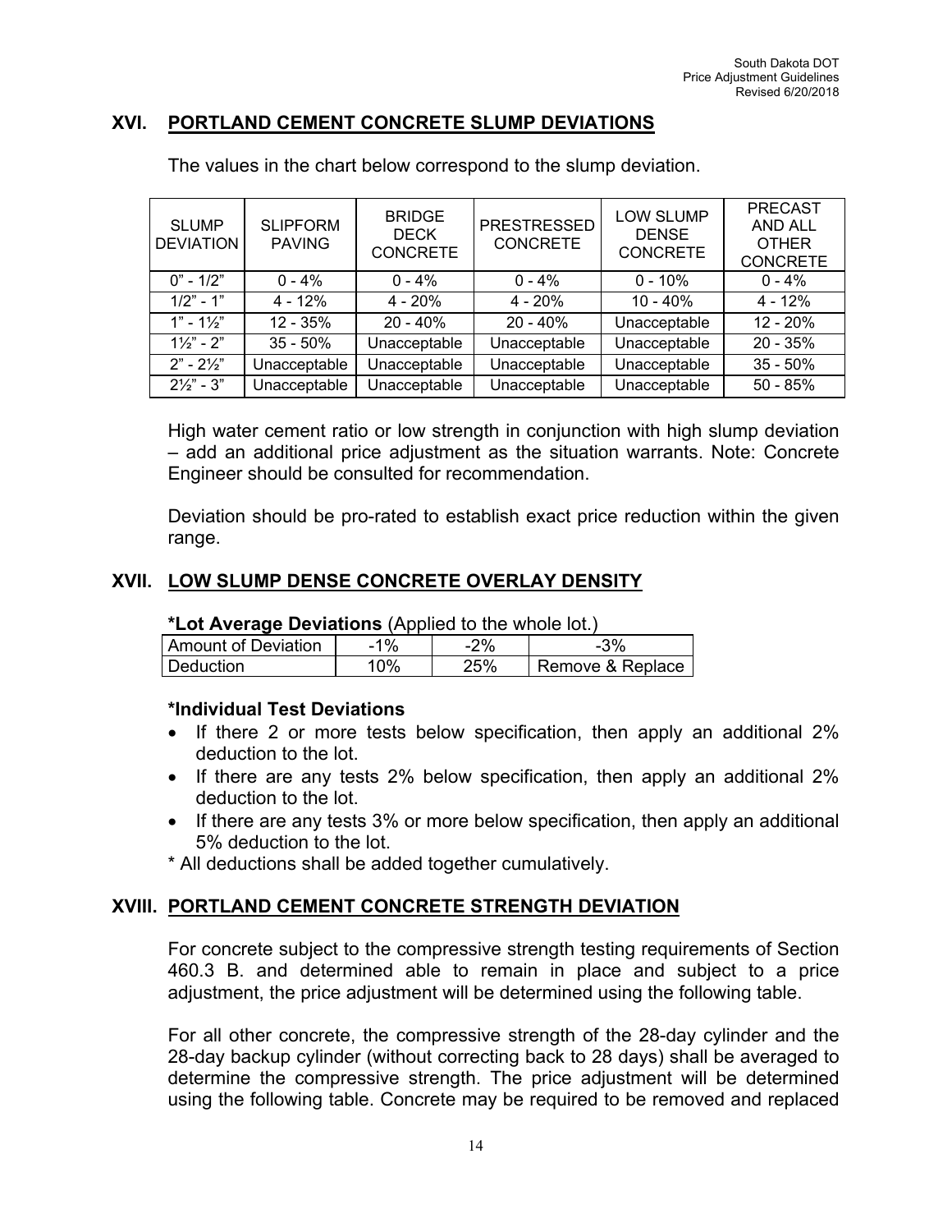## XVI. PORTLAND CEMENT CONCRETE SLUMP DEVIATIONS

The values in the chart below correspond to the slump deviation.

| SLUMP DEVIATION | SLIPFORM PAVING | BRIDGE DECK CONCRETE | PRESTRESSED CONCRETE | LOW SLUMP DENSE CONCRETE | PRECAST AND ALL OTHER CONCRETE |
|---|---|---|---|---|---|
| 0" - 1/2" | 0 - 4% | 0 - 4% | 0 - 4% | 0 - 10% | 0 - 4% |
| 1/2" - 1" | 4 - 12% | 4 - 20% | 4 - 20% | 10 - 40% | 4 - 12% |
| 1" - 1½" | 12 - 35% | 20 - 40% | 20 - 40% | Unacceptable | 12 - 20% |
| 1½" - 2" | 35 - 50% | Unacceptable | Unacceptable | Unacceptable | 20 - 35% |
| 2" - 2½" | Unacceptable | Unacceptable | Unacceptable | Unacceptable | 35 - 50% |
| 2½" - 3" | Unacceptable | Unacceptable | Unacceptable | Unacceptable | 50 - 85% |

High water cement ratio or low strength in conjunction with high slump deviation – add an additional price adjustment as the situation warrants. Note: Concrete Engineer should be consulted for recommendation.

Deviation should be pro-rated to establish exact price reduction within the given range.

## XVII. LOW SLUMP DENSE CONCRETE OVERLAY DENSITY

**\*Lot Average Deviations** (Applied to the whole lot.)

| Amount of Deviation | -1% | -2% | -3% |
|---|---|---|---|
| Deduction | 10% | 25% | Remove & Replace |

**\*Individual Test Deviations**

- If there 2 or more tests below specification, then apply an additional 2% deduction to the lot.
- If there are any tests 2% below specification, then apply an additional 2% deduction to the lot.
- If there are any tests 3% or more below specification, then apply an additional 5% deduction to the lot.

\* All deductions shall be added together cumulatively.

## XVIII. PORTLAND CEMENT CONCRETE STRENGTH DEVIATION

For concrete subject to the compressive strength testing requirements of Section 460.3 B. and determined able to remain in place and subject to a price adjustment, the price adjustment will be determined using the following table.

For all other concrete, the compressive strength of the 28-day cylinder and the 28-day backup cylinder (without correcting back to 28 days) shall be averaged to determine the compressive strength. The price adjustment will be determined using the following table. Concrete may be required to be removed and replaced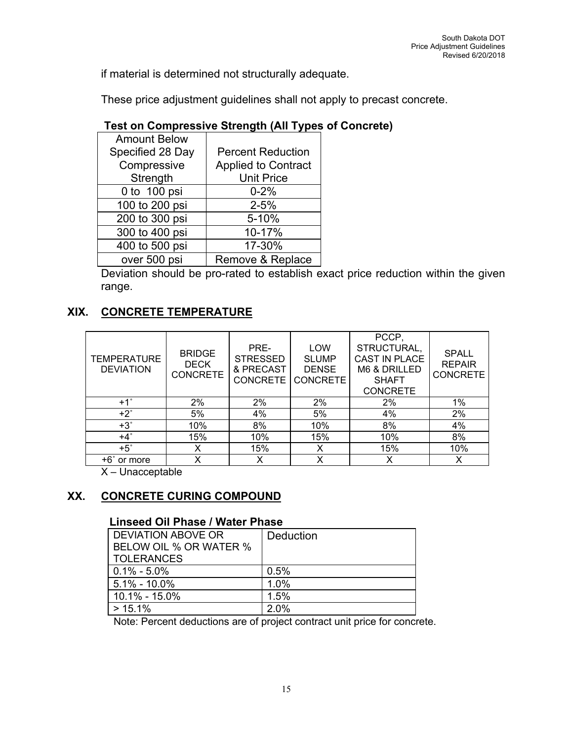if material is determined not structurally adequate.

These price adjustment guidelines shall not apply to precast concrete.

**Test on Compressive Strength (All Types of Concrete)**

| Amount Below Specified 28 Day Compressive Strength | Percent Reduction Applied to Contract Unit Price |
|---|---|
| 0 to 100 psi | 0-2% |
| 100 to 200 psi | 2-5% |
| 200 to 300 psi | 5-10% |
| 300 to 400 psi | 10-17% |
| 400 to 500 psi | 17-30% |
| over 500 psi | Remove & Replace |

Deviation should be pro-rated to establish exact price reduction within the given range.

## XIX. CONCRETE TEMPERATURE

| TEMPERATURE DEVIATION | BRIDGE DECK CONCRETE | PRE-STRESSED & PRECAST CONCRETE | LOW SLUMP DENSE CONCRETE | PCCP, STRUCTURAL, CAST IN PLACE M6 & DRILLED SHAFT CONCRETE | SPALL REPAIR CONCRETE |
|---|---|---|---|---|---|
| +1˚ | 2% | 2% | 2% | 2% | 1% |
| +2˚ | 5% | 4% | 5% | 4% | 2% |
| +3˚ | 10% | 8% | 10% | 8% | 4% |
| +4˚ | 15% | 10% | 15% | 10% | 8% |
| +5˚ | X | 15% | X | 15% | 10% |
| +6˚ or more | X | X | X | X | X |

X – Unacceptable

## XX. CONCRETE CURING COMPOUND

**Linseed Oil Phase / Water Phase**

| DEVIATION ABOVE OR BELOW OIL % OR WATER % TOLERANCES | Deduction |
|---|---|
| 0.1% - 5.0% | 0.5% |
| 5.1% - 10.0% | 1.0% |
| 10.1% - 15.0% | 1.5% |
| > 15.1% | 2.0% |

Note: Percent deductions are of project contract unit price for concrete.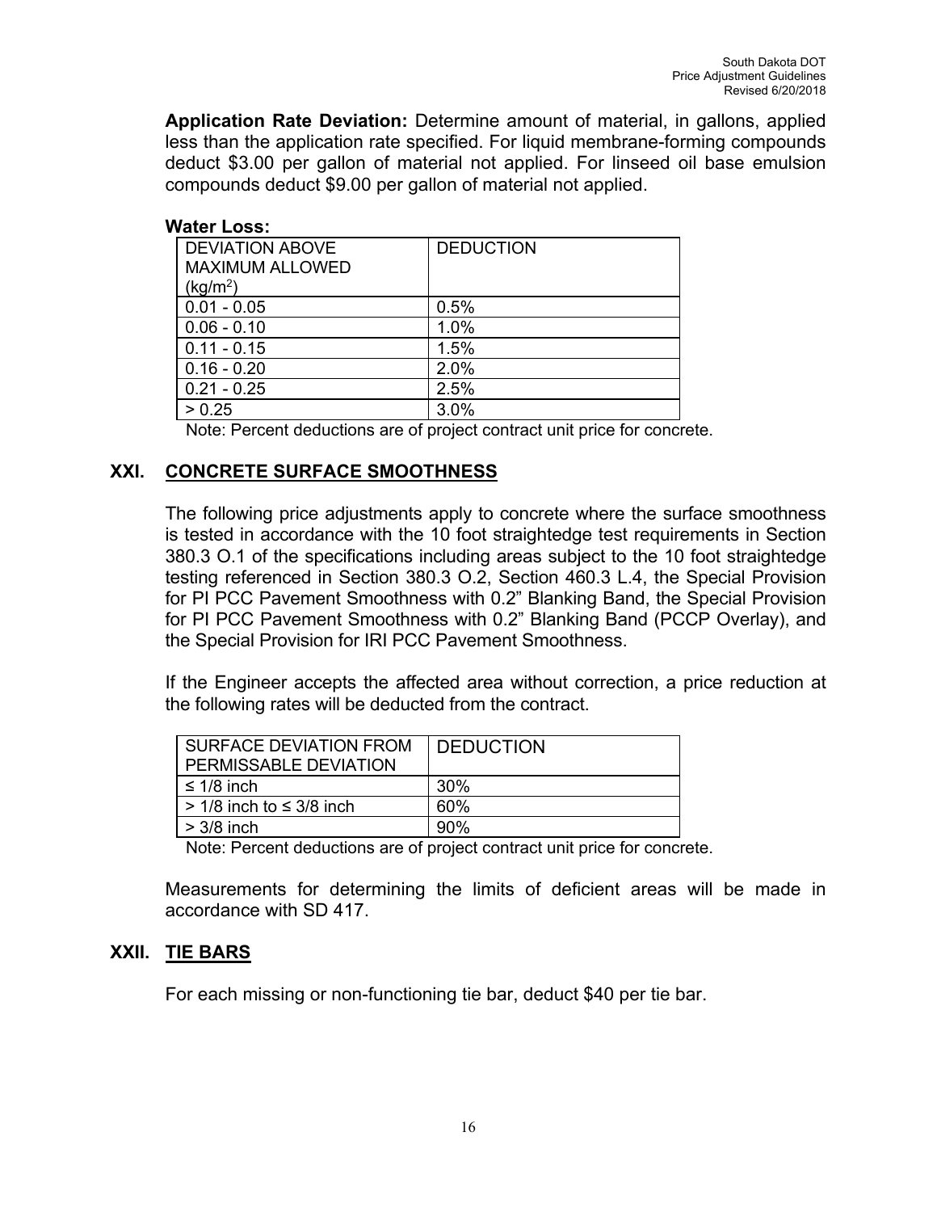**Application Rate Deviation:** Determine amount of material, in gallons, applied less than the application rate specified. For liquid membrane-forming compounds deduct $3.00 per gallon of material not applied. For linseed oil base emulsion compounds deduct $9.00 per gallon of material not applied.

**Water Loss:**

| DEVIATION ABOVE MAXIMUM ALLOWED ($kg/m^2$) | DEDUCTION |
|---|---|
| 0.01 - 0.05 | 0.5% |
| 0.06 - 0.10 | 1.0% |
| 0.11 - 0.15 | 1.5% |
| 0.16 - 0.20 | 2.0% |
| 0.21 - 0.25 | 2.5% |
| > 0.25 | 3.0% |

Note: Percent deductions are of project contract unit price for concrete.

## XXI. CONCRETE SURFACE SMOOTHNESS

The following price adjustments apply to concrete where the surface smoothness is tested in accordance with the 10 foot straightedge test requirements in Section 380.3 O.1 of the specifications including areas subject to the 10 foot straightedge testing referenced in Section 380.3 O.2, Section 460.3 L.4, the Special Provision for PI PCC Pavement Smoothness with 0.2" Blanking Band, the Special Provision for PI PCC Pavement Smoothness with 0.2" Blanking Band (PCCP Overlay), and the Special Provision for IRI PCC Pavement Smoothness.

If the Engineer accepts the affected area without correction, a price reduction at the following rates will be deducted from the contract.

| SURFACE DEVIATION FROM PERMISSABLE DEVIATION | DEDUCTION |
|---|---|
| ≤ 1/8 inch | 30% |
| > 1/8 inch to ≤ 3/8 inch | 60% |
| > 3/8 inch | 90% |

Note: Percent deductions are of project contract unit price for concrete.

Measurements for determining the limits of deficient areas will be made in accordance with SD 417.

## XXII. TIE BARS

For each missing or non-functioning tie bar, deduct $40 per tie bar.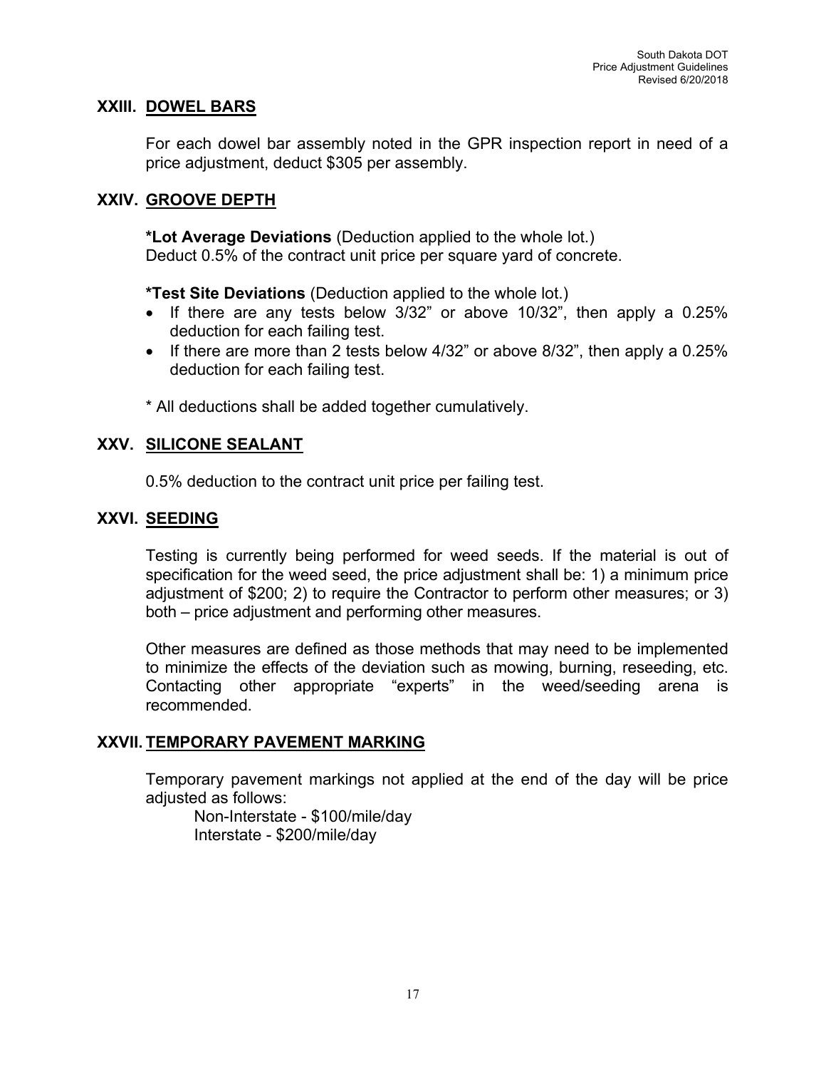## XXIII. DOWEL BARS

For each dowel bar assembly noted in the GPR inspection report in need of a price adjustment, deduct $305 per assembly.

## XXIV. GROOVE DEPTH

**\*Lot Average Deviations** (Deduction applied to the whole lot.)
Deduct 0.5% of the contract unit price per square yard of concrete.

**\*Test Site Deviations** (Deduction applied to the whole lot.)

- If there are any tests below 3/32" or above 10/32", then apply a 0.25% deduction for each failing test.
- If there are more than 2 tests below 4/32" or above 8/32", then apply a 0.25% deduction for each failing test.

\* All deductions shall be added together cumulatively.

## XXV. SILICONE SEALANT

0.5% deduction to the contract unit price per failing test.

## XXVI. SEEDING

Testing is currently being performed for weed seeds. If the material is out of specification for the weed seed, the price adjustment shall be: 1) a minimum price adjustment of $200; 2) to require the Contractor to perform other measures; or 3) both – price adjustment and performing other measures.

Other measures are defined as those methods that may need to be implemented to minimize the effects of the deviation such as mowing, burning, reseeding, etc. Contacting other appropriate "experts" in the weed/seeding arena is recommended.

## XXVII. TEMPORARY PAVEMENT MARKING

Temporary pavement markings not applied at the end of the day will be price adjusted as follows:

Non-Interstate - $100/mile/day
Interstate - $200/mile/day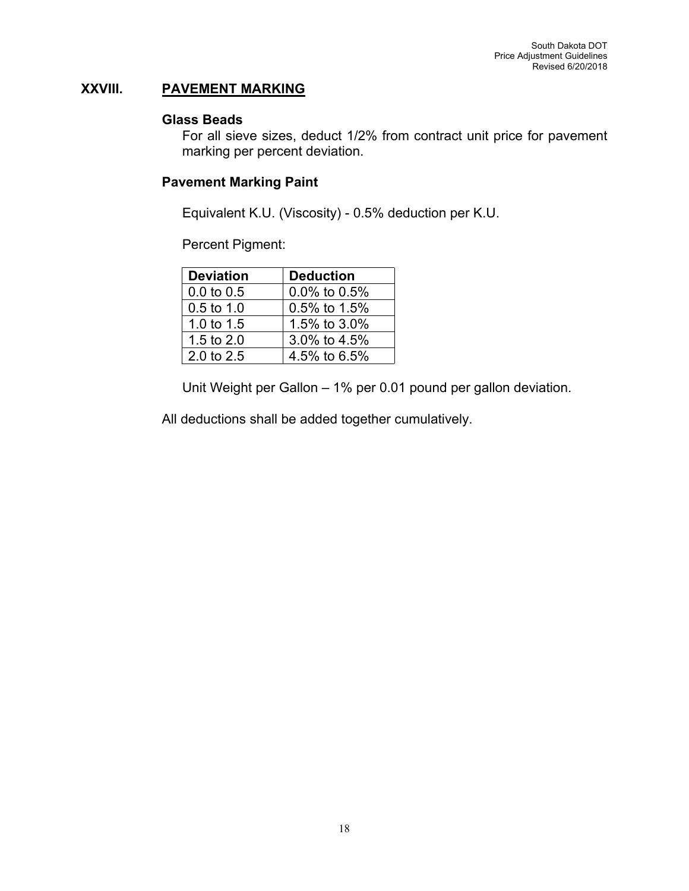## XXVIII. PAVEMENT MARKING

### Glass Beads

For all sieve sizes, deduct 1/2% from contract unit price for pavement marking per percent deviation.

### Pavement Marking Paint

Equivalent K.U. (Viscosity) - 0.5% deduction per K.U.

Percent Pigment:

| Deviation | Deduction |
|---|---|
| 0.0 to 0.5 | 0.0% to 0.5% |
| 0.5 to 1.0 | 0.5% to 1.5% |
| 1.0 to 1.5 | 1.5% to 3.0% |
| 1.5 to 2.0 | 3.0% to 4.5% |
| 2.0 to 2.5 | 4.5% to 6.5% |

Unit Weight per Gallon – 1% per 0.01 pound per gallon deviation.

All deductions shall be added together cumulatively.